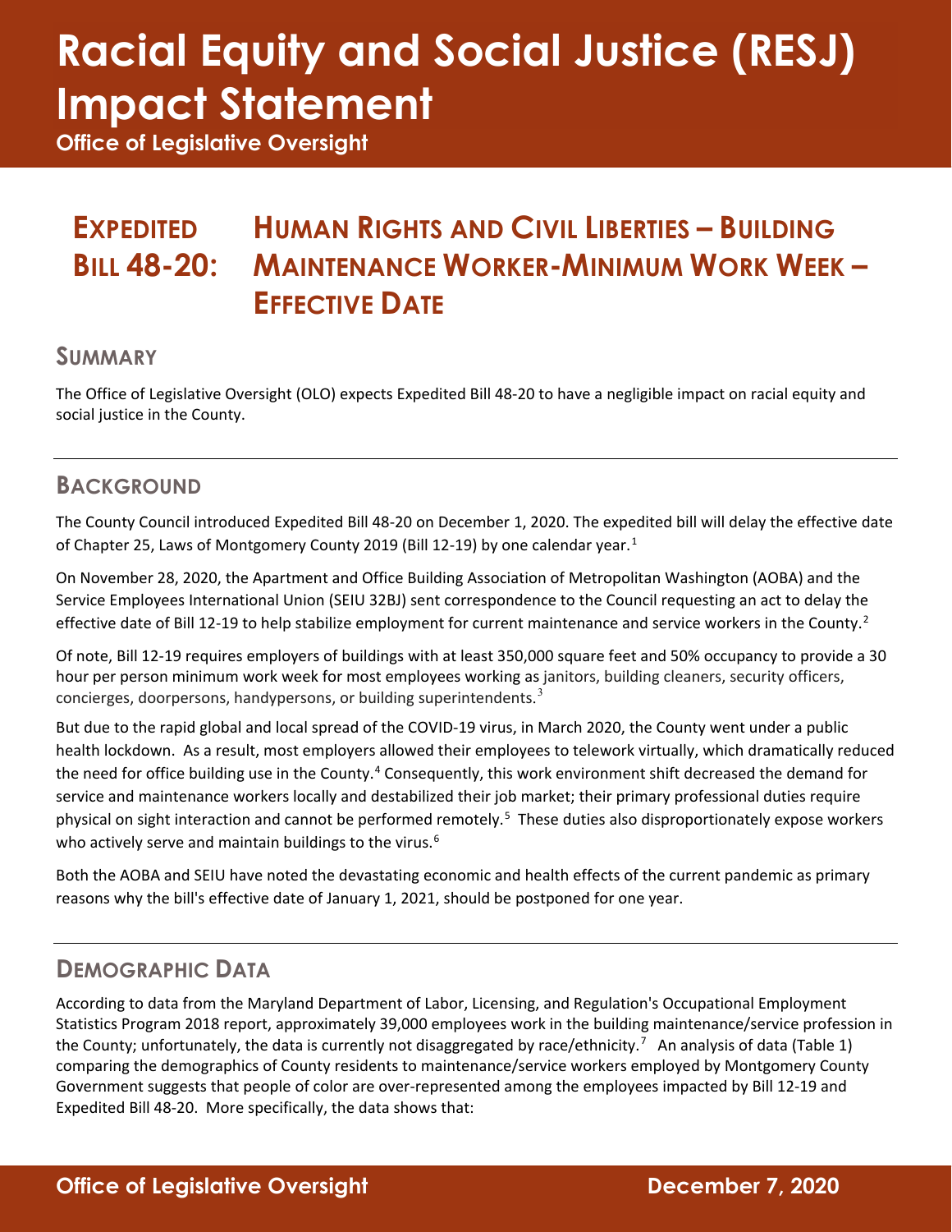# Racial Equity and Social Justice (RESJ) Impact Statement

**Office of Legislative Oversight**

## EXPEDITED BILL 48-20: HUMAN RIGHTS AND CIVIL LIBERTIES – BUILDING MAINTENANCE WORKER-MINIMUM WORK WEEK – EFFECTIVE DATE

### SUMMARY

The Office of Legislative Oversight (OLO) expects Expedited Bill 48-20 to have a negligible impact on racial equity and social justice in the County.

### BACKGROUND

The County Council introduced Expedited Bill 48-20 on December 1, 2020. The expedited bill will delay the effective date of Chapter 25, Laws of Montgomery County 2019 (Bill 12-19) by one calendar year.[1]

On November 28, 2020, the Apartment and Office Building Association of Metropolitan Washington (AOBA) and the Service Employees International Union (SEIU 32BJ) sent correspondence to the Council requesting an act to delay the effective date of Bill 12-19 to help stabilize employment for current maintenance and service workers in the County.[2]

Of note, Bill 12-19 requires employers of buildings with at least 350,000 square feet and 50% occupancy to provide a 30 hour per person minimum work week for most employees working as janitors, building cleaners, security officers, concierges, doorpersons, handypersons, or building superintendents.[3]

But due to the rapid global and local spread of the COVID-19 virus, in March 2020, the County went under a public health lockdown. As a result, most employers allowed their employees to telework virtually, which dramatically reduced the need for office building use in the County.[4] Consequently, this work environment shift decreased the demand for service and maintenance workers locally and destabilized their job market; their primary professional duties require physical on sight interaction and cannot be performed remotely.[5] These duties also disproportionately expose workers who actively serve and maintain buildings to the virus.[6]

Both the AOBA and SEIU have noted the devastating economic and health effects of the current pandemic as primary reasons why the bill's effective date of January 1, 2021, should be postponed for one year.

### DEMOGRAPHIC DATA

According to data from the Maryland Department of Labor, Licensing, and Regulation's Occupational Employment Statistics Program 2018 report, approximately 39,000 employees work in the building maintenance/service profession in the County; unfortunately, the data is currently not disaggregated by race/ethnicity.[7] An analysis of data (Table 1) comparing the demographics of County residents to maintenance/service workers employed by Montgomery County Government suggests that people of color are over-represented among the employees impacted by Bill 12-19 and Expedited Bill 48-20. More specifically, the data shows that: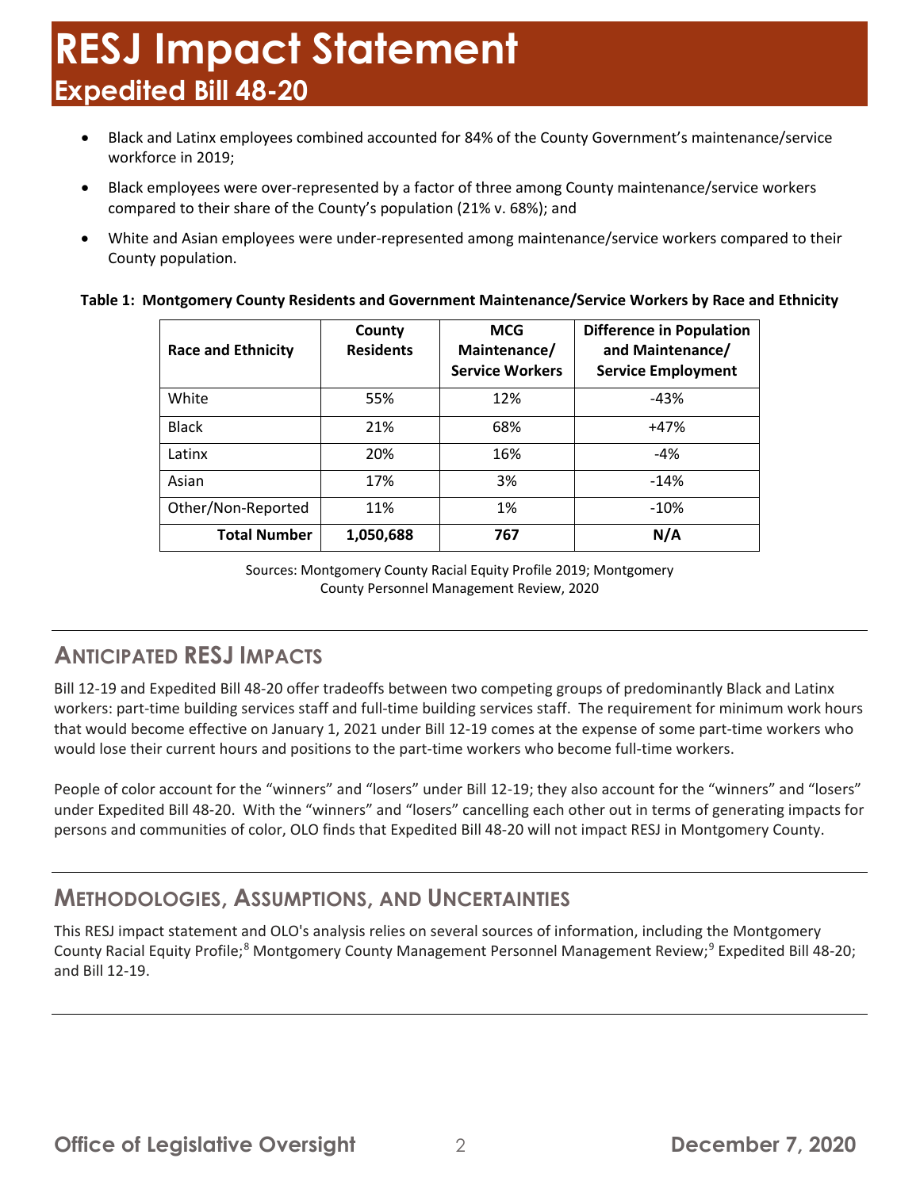# RESJ Impact Statement
## Expedited Bill 48-20

- Black and Latinx employees combined accounted for 84% of the County Government's maintenance/service workforce in 2019;
- Black employees were over-represented by a factor of three among County maintenance/service workers compared to their share of the County's population (21% v. 68%); and
- White and Asian employees were under-represented among maintenance/service workers compared to their County population.

**Table 1: Montgomery County Residents and Government Maintenance/Service Workers by Race and Ethnicity**

| Race and Ethnicity | County Residents | MCG Maintenance/ Service Workers | Difference in Population and Maintenance/ Service Employment |
|---|---|---|---|
| White | 55% | 12% | -43% |
| Black | 21% | 68% | +47% |
| Latinx | 20% | 16% | -4% |
| Asian | 17% | 3% | -14% |
| Other/Non-Reported | 11% | 1% | -10% |
| **Total Number** | **1,050,688** | **767** | **N/A** |

Sources: Montgomery County Racial Equity Profile 2019; Montgomery County Personnel Management Review, 2020

## Anticipated RESJ Impacts

Bill 12-19 and Expedited Bill 48-20 offer tradeoffs between two competing groups of predominantly Black and Latinx workers: part-time building services staff and full-time building services staff. The requirement for minimum work hours that would become effective on January 1, 2021 under Bill 12-19 comes at the expense of some part-time workers who would lose their current hours and positions to the part-time workers who become full-time workers.

People of color account for the "winners" and "losers" under Bill 12-19; they also account for the "winners" and "losers" under Expedited Bill 48-20. With the "winners" and "losers" cancelling each other out in terms of generating impacts for persons and communities of color, OLO finds that Expedited Bill 48-20 will not impact RESJ in Montgomery County.

## Methodologies, Assumptions, and Uncertainties

This RESJ impact statement and OLO's analysis relies on several sources of information, including the Montgomery County Racial Equity Profile;[8] Montgomery County Management Personnel Management Review;[9] Expedited Bill 48-20; and Bill 12-19.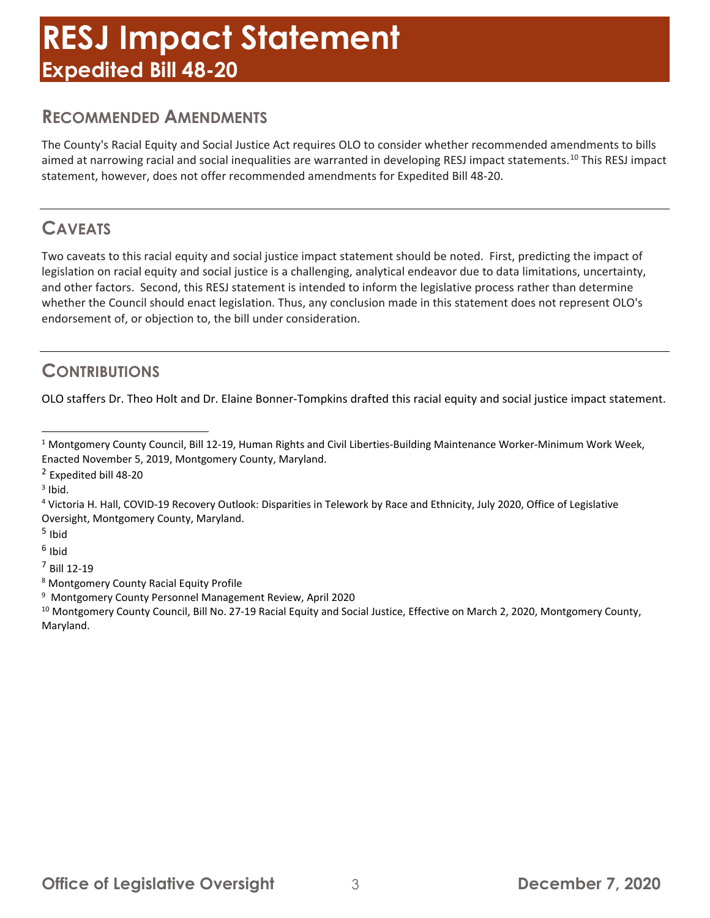# RESJ Impact Statement
## Expedited Bill 48-20

## RECOMMENDED AMENDMENTS

The County's Racial Equity and Social Justice Act requires OLO to consider whether recommended amendments to bills aimed at narrowing racial and social inequalities are warranted in developing RESJ impact statements.[10] This RESJ impact statement, however, does not offer recommended amendments for Expedited Bill 48-20.

## CAVEATS

Two caveats to this racial equity and social justice impact statement should be noted. First, predicting the impact of legislation on racial equity and social justice is a challenging, analytical endeavor due to data limitations, uncertainty, and other factors. Second, this RESJ statement is intended to inform the legislative process rather than determine whether the Council should enact legislation. Thus, any conclusion made in this statement does not represent OLO's endorsement of, or objection to, the bill under consideration.

## CONTRIBUTIONS

OLO staffers Dr. Theo Holt and Dr. Elaine Bonner-Tompkins drafted this racial equity and social justice impact statement.

---

[1] Montgomery County Council, Bill 12-19, Human Rights and Civil Liberties-Building Maintenance Worker-Minimum Work Week, Enacted November 5, 2019, Montgomery County, Maryland.

[2] Expedited bill 48-20

[3] Ibid.

[4] Victoria H. Hall, COVID-19 Recovery Outlook: Disparities in Telework by Race and Ethnicity, July 2020, Office of Legislative Oversight, Montgomery County, Maryland.

[5] Ibid

[6] Ibid

[7] Bill 12-19

[8] Montgomery County Racial Equity Profile

[9] Montgomery County Personnel Management Review, April 2020

[10] Montgomery County Council, Bill No. 27-19 Racial Equity and Social Justice, Effective on March 2, 2020, Montgomery County, Maryland.